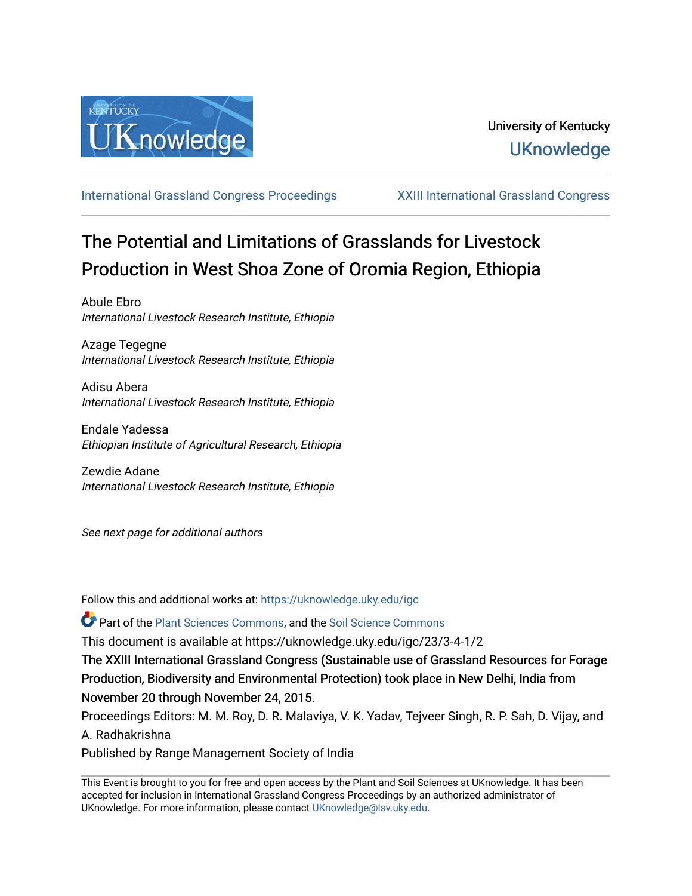University of Kentucky
UKnowledge

International Grassland Congress Proceedings | XXIII International Grassland Congress

# The Potential and Limitations of Grasslands for Livestock Production in West Shoa Zone of Oromia Region, Ethiopia

Abule Ebro
*International Livestock Research Institute, Ethiopia*

Azage Tegegne
*International Livestock Research Institute, Ethiopia*

Adisu Abera
*International Livestock Research Institute, Ethiopia*

Endale Yadessa
*Ethiopian Institute of Agricultural Research, Ethiopia*

Zewdie Adane
*International Livestock Research Institute, Ethiopia*

*See next page for additional authors*

Follow this and additional works at: https://uknowledge.uky.edu/igc

Part of the Plant Sciences Commons, and the Soil Science Commons

This document is available at https://uknowledge.uky.edu/igc/23/3-4-1/2

The XXIII International Grassland Congress (Sustainable use of Grassland Resources for Forage Production, Biodiversity and Environmental Protection) took place in New Delhi, India from November 20 through November 24, 2015.

Proceedings Editors: M. M. Roy, D. R. Malaviya, V. K. Yadav, Tejveer Singh, R. P. Sah, D. Vijay, and A. Radhakrishna

Published by Range Management Society of India

This Event is brought to you for free and open access by the Plant and Soil Sciences at UKnowledge. It has been accepted for inclusion in International Grassland Congress Proceedings by an authorized administrator of UKnowledge. For more information, please contact UKnowledge@lsv.uky.edu.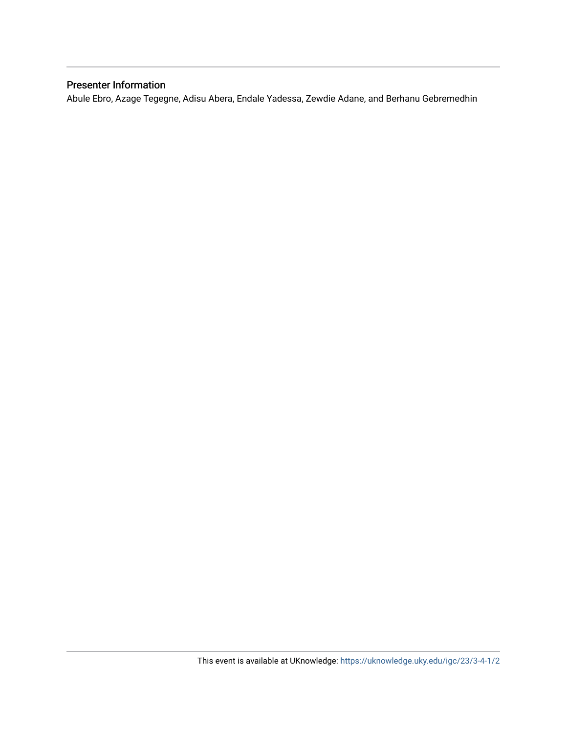## Presenter Information

Abule Ebro, Azage Tegegne, Adisu Abera, Endale Yadessa, Zewdie Adane, and Berhanu Gebremedhin

This event is available at UKnowledge: https://uknowledge.uky.edu/igc/23/3-4-1/2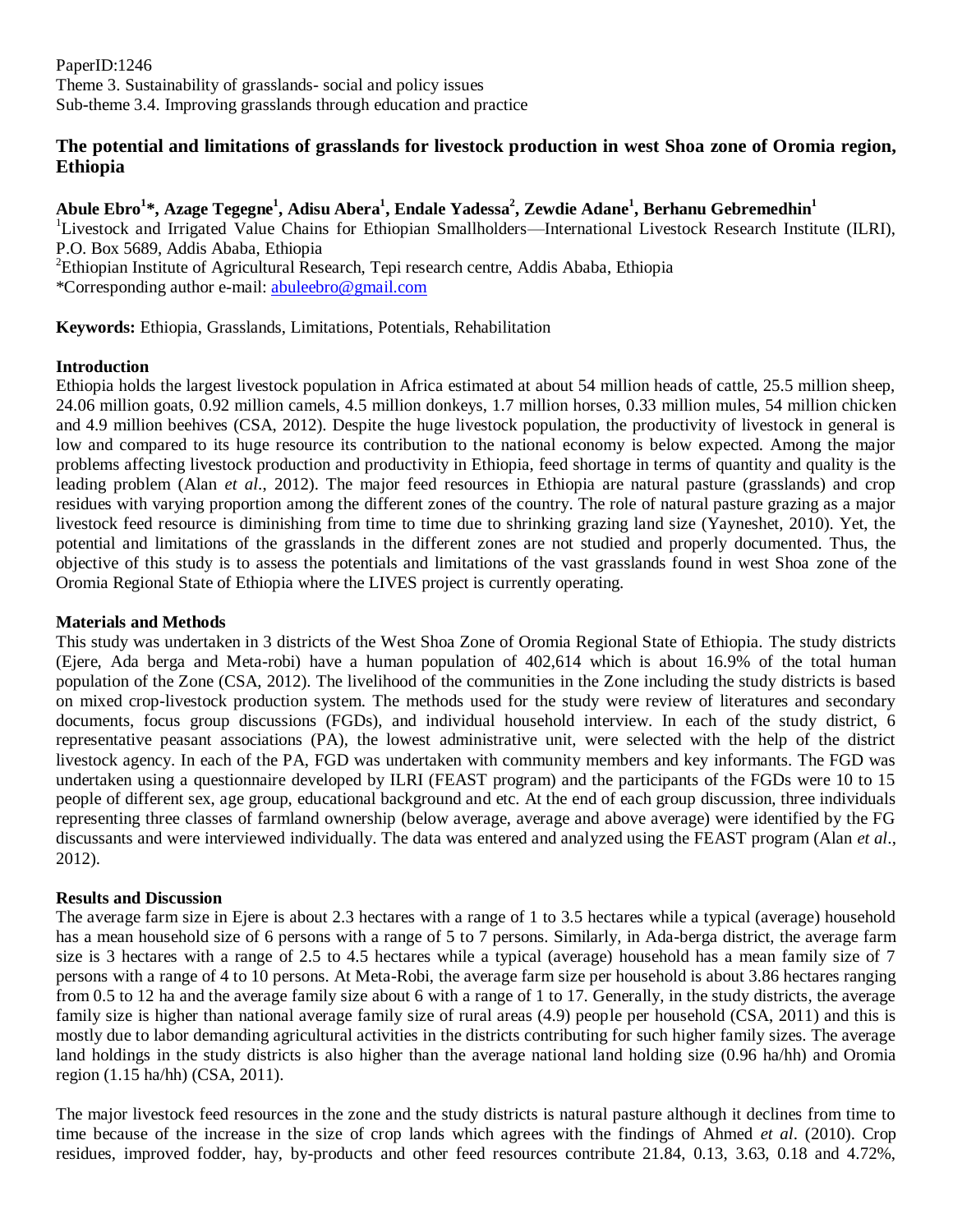PaperID:1246
Theme 3. Sustainability of grasslands- social and policy issues
Sub-theme 3.4. Improving grasslands through education and practice

# The potential and limitations of grasslands for livestock production in west Shoa zone of Oromia region, Ethiopia

**Abule Ebro[1]*, Azage Tegegne[1], Adisu Abera[1], Endale Yadessa[2], Zewdie Adane[1], Berhanu Gebremedhin[1]**

[1]Livestock and Irrigated Value Chains for Ethiopian Smallholders—International Livestock Research Institute (ILRI), P.O. Box 5689, Addis Ababa, Ethiopia

[2]Ethiopian Institute of Agricultural Research, Tepi research centre, Addis Ababa, Ethiopia

*Corresponding author e-mail: abuleebro@gmail.com

**Keywords:** Ethiopia, Grasslands, Limitations, Potentials, Rehabilitation

## Introduction

Ethiopia holds the largest livestock population in Africa estimated at about 54 million heads of cattle, 25.5 million sheep, 24.06 million goats, 0.92 million camels, 4.5 million donkeys, 1.7 million horses, 0.33 million mules, 54 million chicken and 4.9 million beehives (CSA, 2012). Despite the huge livestock population, the productivity of livestock in general is low and compared to its huge resource its contribution to the national economy is below expected. Among the major problems affecting livestock production and productivity in Ethiopia, feed shortage in terms of quantity and quality is the leading problem (Alan *et al*., 2012). The major feed resources in Ethiopia are natural pasture (grasslands) and crop residues with varying proportion among the different zones of the country. The role of natural pasture grazing as a major livestock feed resource is diminishing from time to time due to shrinking grazing land size (Yayneshet, 2010). Yet, the potential and limitations of the grasslands in the different zones are not studied and properly documented. Thus, the objective of this study is to assess the potentials and limitations of the vast grasslands found in west Shoa zone of the Oromia Regional State of Ethiopia where the LIVES project is currently operating.

## Materials and Methods

This study was undertaken in 3 districts of the West Shoa Zone of Oromia Regional State of Ethiopia. The study districts (Ejere, Ada berga and Meta-robi) have a human population of 402,614 which is about 16.9% of the total human population of the Zone (CSA, 2012). The livelihood of the communities in the Zone including the study districts is based on mixed crop-livestock production system. The methods used for the study were review of literatures and secondary documents, focus group discussions (FGDs), and individual household interview. In each of the study district, 6 representative peasant associations (PA), the lowest administrative unit, were selected with the help of the district livestock agency. In each of the PA, FGD was undertaken with community members and key informants. The FGD was undertaken using a questionnaire developed by ILRI (FEAST program) and the participants of the FGDs were 10 to 15 people of different sex, age group, educational background and etc. At the end of each group discussion, three individuals representing three classes of farmland ownership (below average, average and above average) were identified by the FG discussants and were interviewed individually. The data was entered and analyzed using the FEAST program (Alan *et al*., 2012).

## Results and Discussion

The average farm size in Ejere is about 2.3 hectares with a range of 1 to 3.5 hectares while a typical (average) household has a mean household size of 6 persons with a range of 5 to 7 persons. Similarly, in Ada-berga district, the average farm size is 3 hectares with a range of 2.5 to 4.5 hectares while a typical (average) household has a mean family size of 7 persons with a range of 4 to 10 persons. At Meta-Robi, the average farm size per household is about 3.86 hectares ranging from 0.5 to 12 ha and the average family size about 6 with a range of 1 to 17. Generally, in the study districts, the average family size is higher than national average family size of rural areas (4.9) people per household (CSA, 2011) and this is mostly due to labor demanding agricultural activities in the districts contributing for such higher family sizes. The average land holdings in the study districts is also higher than the average national land holding size (0.96 ha/hh) and Oromia region (1.15 ha/hh) (CSA, 2011).

The major livestock feed resources in the zone and the study districts is natural pasture although it declines from time to time because of the increase in the size of crop lands which agrees with the findings of Ahmed *et al*. (2010). Crop residues, improved fodder, hay, by-products and other feed resources contribute 21.84, 0.13, 3.63, 0.18 and 4.72%,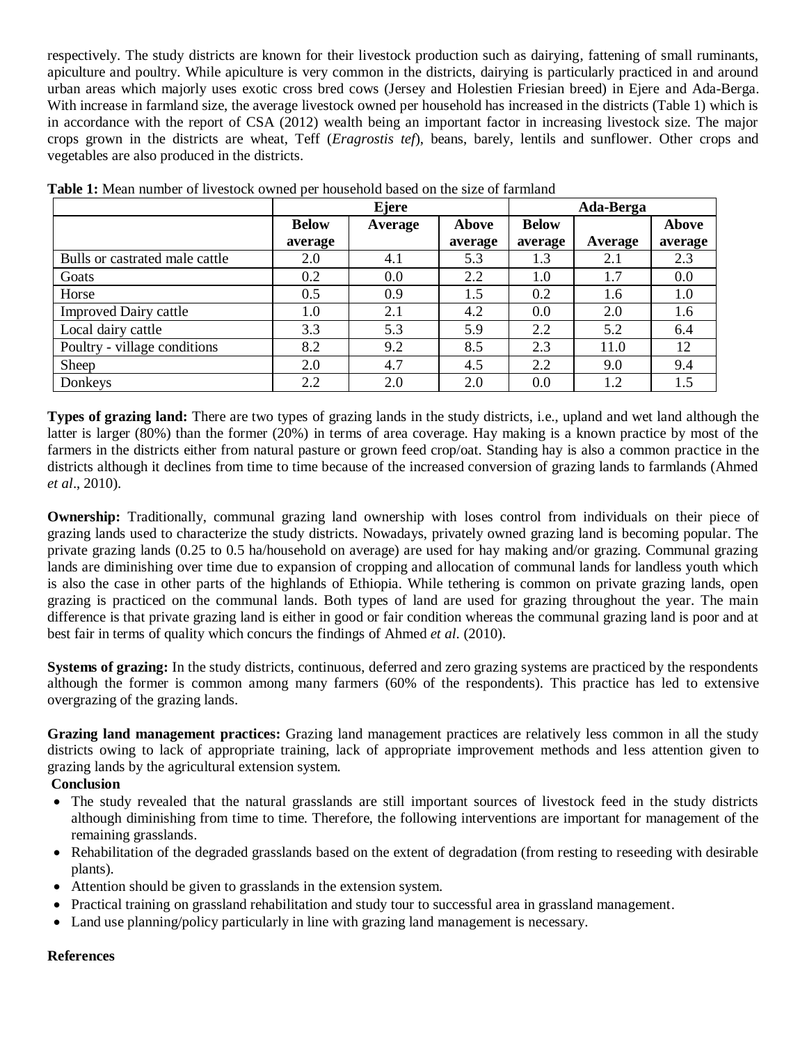respectively. The study districts are known for their livestock production such as dairying, fattening of small ruminants, apiculture and poultry. While apiculture is very common in the districts, dairying is particularly practiced in and around urban areas which majorly uses exotic cross bred cows (Jersey and Holestien Friesian breed) in Ejere and Ada-Berga. With increase in farmland size, the average livestock owned per household has increased in the districts (Table 1) which is in accordance with the report of CSA (2012) wealth being an important factor in increasing livestock size. The major crops grown in the districts are wheat, Teff (*Eragrostis tef*), beans, barely, lentils and sunflower. Other crops and vegetables are also produced in the districts.

**Table 1:** Mean number of livestock owned per household based on the size of farmland

| | Ejere | | | Ada-Berga | | |
|---|---|---|---|---|---|---|
| | **Below average** | **Average** | **Above average** | **Below average** | **Average** | **Above average** |
| Bulls or castrated male cattle | 2.0 | 4.1 | 5.3 | 1.3 | 2.1 | 2.3 |
| Goats | 0.2 | 0.0 | 2.2 | 1.0 | 1.7 | 0.0 |
| Horse | 0.5 | 0.9 | 1.5 | 0.2 | 1.6 | 1.0 |
| Improved Dairy cattle | 1.0 | 2.1 | 4.2 | 0.0 | 2.0 | 1.6 |
| Local dairy cattle | 3.3 | 5.3 | 5.9 | 2.2 | 5.2 | 6.4 |
| Poultry - village conditions | 8.2 | 9.2 | 8.5 | 2.3 | 11.0 | 12 |
| Sheep | 2.0 | 4.7 | 4.5 | 2.2 | 9.0 | 9.4 |
| Donkeys | 2.2 | 2.0 | 2.0 | 0.0 | 1.2 | 1.5 |

**Types of grazing land:** There are two types of grazing lands in the study districts, i.e., upland and wet land although the latter is larger (80%) than the former (20%) in terms of area coverage. Hay making is a known practice by most of the farmers in the districts either from natural pasture or grown feed crop/oat. Standing hay is also a common practice in the districts although it declines from time to time because of the increased conversion of grazing lands to farmlands (Ahmed *et al*., 2010).

**Ownership:** Traditionally, communal grazing land ownership with loses control from individuals on their piece of grazing lands used to characterize the study districts. Nowadays, privately owned grazing land is becoming popular. The private grazing lands (0.25 to 0.5 ha/household on average) are used for hay making and/or grazing. Communal grazing lands are diminishing over time due to expansion of cropping and allocation of communal lands for landless youth which is also the case in other parts of the highlands of Ethiopia. While tethering is common on private grazing lands, open grazing is practiced on the communal lands. Both types of land are used for grazing throughout the year. The main difference is that private grazing land is either in good or fair condition whereas the communal grazing land is poor and at best fair in terms of quality which concurs the findings of Ahmed *et al*. (2010).

**Systems of grazing:** In the study districts, continuous, deferred and zero grazing systems are practiced by the respondents although the former is common among many farmers (60% of the respondents). This practice has led to extensive overgrazing of the grazing lands.

**Grazing land management practices:** Grazing land management practices are relatively less common in all the study districts owing to lack of appropriate training, lack of appropriate improvement methods and less attention given to grazing lands by the agricultural extension system.

**Conclusion**

- The study revealed that the natural grasslands are still important sources of livestock feed in the study districts although diminishing from time to time. Therefore, the following interventions are important for management of the remaining grasslands.
- Rehabilitation of the degraded grasslands based on the extent of degradation (from resting to reseeding with desirable plants).
- Attention should be given to grasslands in the extension system.
- Practical training on grassland rehabilitation and study tour to successful area in grassland management.
- Land use planning/policy particularly in line with grazing land management is necessary.

**References**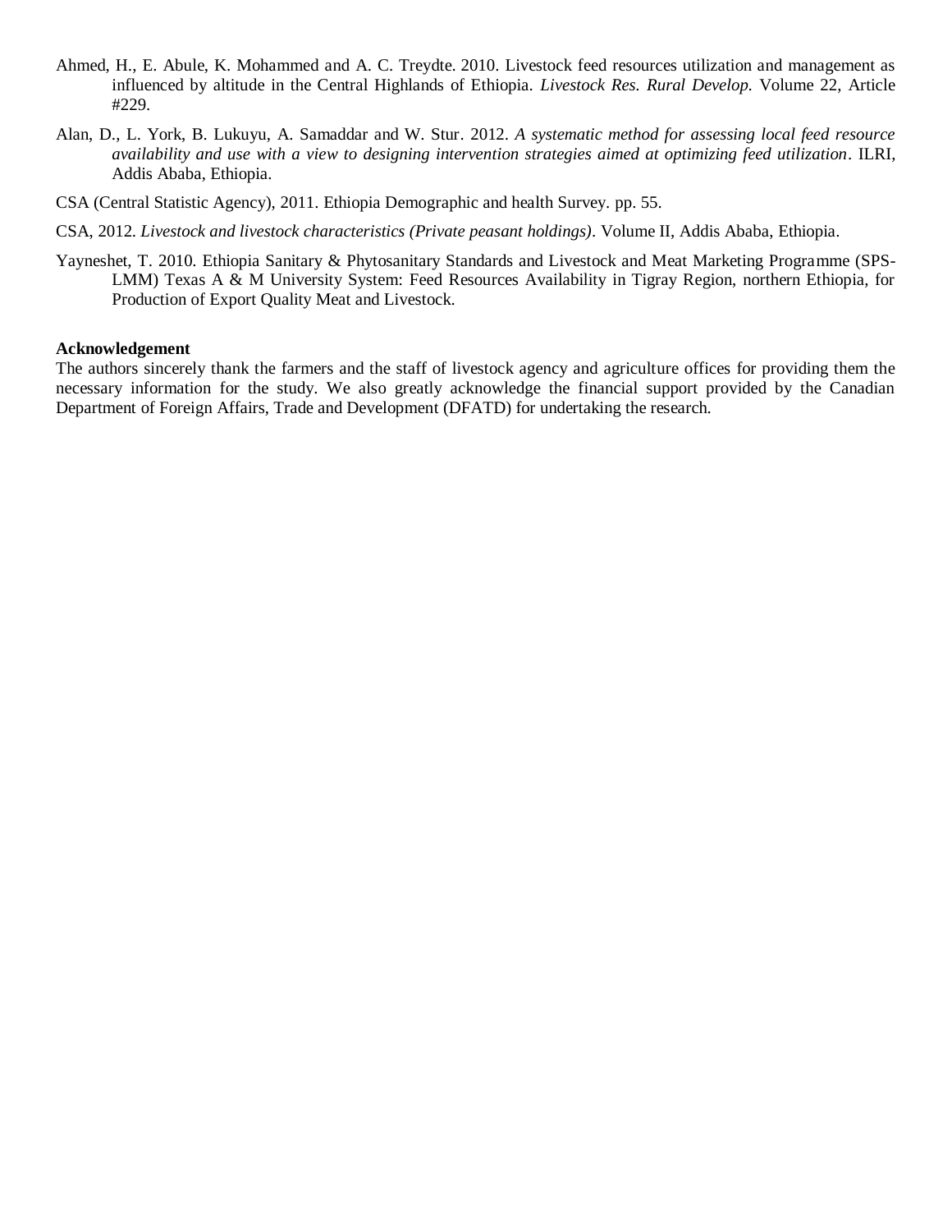Ahmed, H., E. Abule, K. Mohammed and A. C. Treydte. 2010. Livestock feed resources utilization and management as influenced by altitude in the Central Highlands of Ethiopia. *Livestock Res. Rural Develop.* Volume 22, Article #229.

Alan, D., L. York, B. Lukuyu, A. Samaddar and W. Stur. 2012. *A systematic method for assessing local feed resource availability and use with a view to designing intervention strategies aimed at optimizing feed utilization*. ILRI, Addis Ababa, Ethiopia.

CSA (Central Statistic Agency), 2011. Ethiopia Demographic and health Survey. pp. 55.

CSA, 2012. *Livestock and livestock characteristics (Private peasant holdings)*. Volume II, Addis Ababa, Ethiopia.

Yayneshet, T. 2010. Ethiopia Sanitary & Phytosanitary Standards and Livestock and Meat Marketing Programme (SPS-LMM) Texas A & M University System: Feed Resources Availability in Tigray Region, northern Ethiopia, for Production of Export Quality Meat and Livestock.

**Acknowledgement**

The authors sincerely thank the farmers and the staff of livestock agency and agriculture offices for providing them the necessary information for the study. We also greatly acknowledge the financial support provided by the Canadian Department of Foreign Affairs, Trade and Development (DFATD) for undertaking the research.